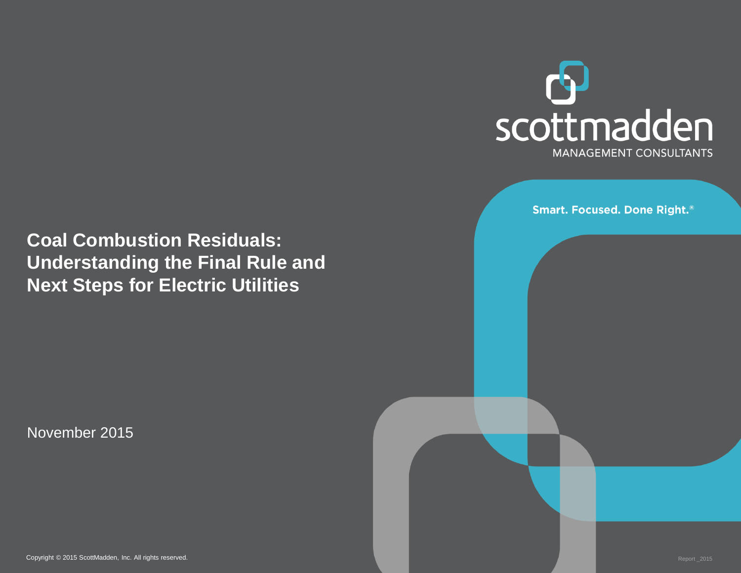scottmadden

MANAGEMENT CONSULTANTS

Smart. Focused. Done Right.®

# Coal Combustion Residuals: Understanding the Final Rule and Next Steps for Electric Utilities

November 2015

Copyright © 2015 ScottMadden, Inc. All rights reserved.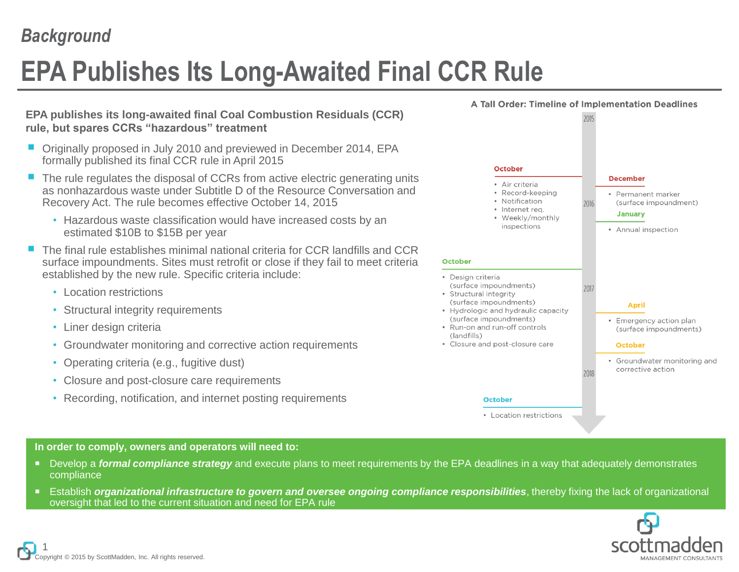*Background*

# EPA Publishes Its Long-Awaited Final CCR Rule

**EPA publishes its long-awaited final Coal Combustion Residuals (CCR) rule, but spares CCRs "hazardous" treatment**

- Originally proposed in July 2010 and previewed in December 2014, EPA formally published its final CCR rule in April 2015
- The rule regulates the disposal of CCRs from active electric generating units as nonhazardous waste under Subtitle D of the Resource Conversation and Recovery Act. The rule becomes effective October 14, 2015
  - Hazardous waste classification would have increased costs by an estimated $10B to $15B per year
- The final rule establishes minimal national criteria for CCR landfills and CCR surface impoundments. Sites must retrofit or close if they fail to meet criteria established by the new rule. Specific criteria include:
  - Location restrictions
  - Structural integrity requirements
  - Liner design criteria
  - Groundwater monitoring and corrective action requirements
  - Operating criteria (e.g., fugitive dust)
  - Closure and post-closure care requirements
  - Recording, notification, and internet posting requirements

**A Tall Order: Timeline of Implementation Deadlines**

2015

**October**
- Air criteria
- Record-keeping
- Notification
- Internet req.
- Weekly/monthly inspections

**December**
- Permanent marker (surface impoundment)

2016

**January**
- Annual inspection

**October**
- Design criteria (surface impoundments)
- Structural integrity (surface impoundments)
- Hydrologic and hydraulic capacity (surface impoundments)
- Run-on and run-off controls (landfills)
- Closure and post-closure care

2017

**April**
- Emergency action plan (surface impoundments)

**October**
- Groundwater monitoring and corrective action

2018

**October**
- Location restrictions

**In order to comply, owners and operators will need to:**

- Develop a ***formal compliance strategy*** and execute plans to meet requirements by the EPA deadlines in a way that adequately demonstrates compliance
- Establish ***organizational infrastructure to govern and oversee ongoing compliance responsibilities***, thereby fixing the lack of organizational oversight that led to the current situation and need for EPA rule

Copyright © 2015 by ScottMadden, Inc. All rights reserved.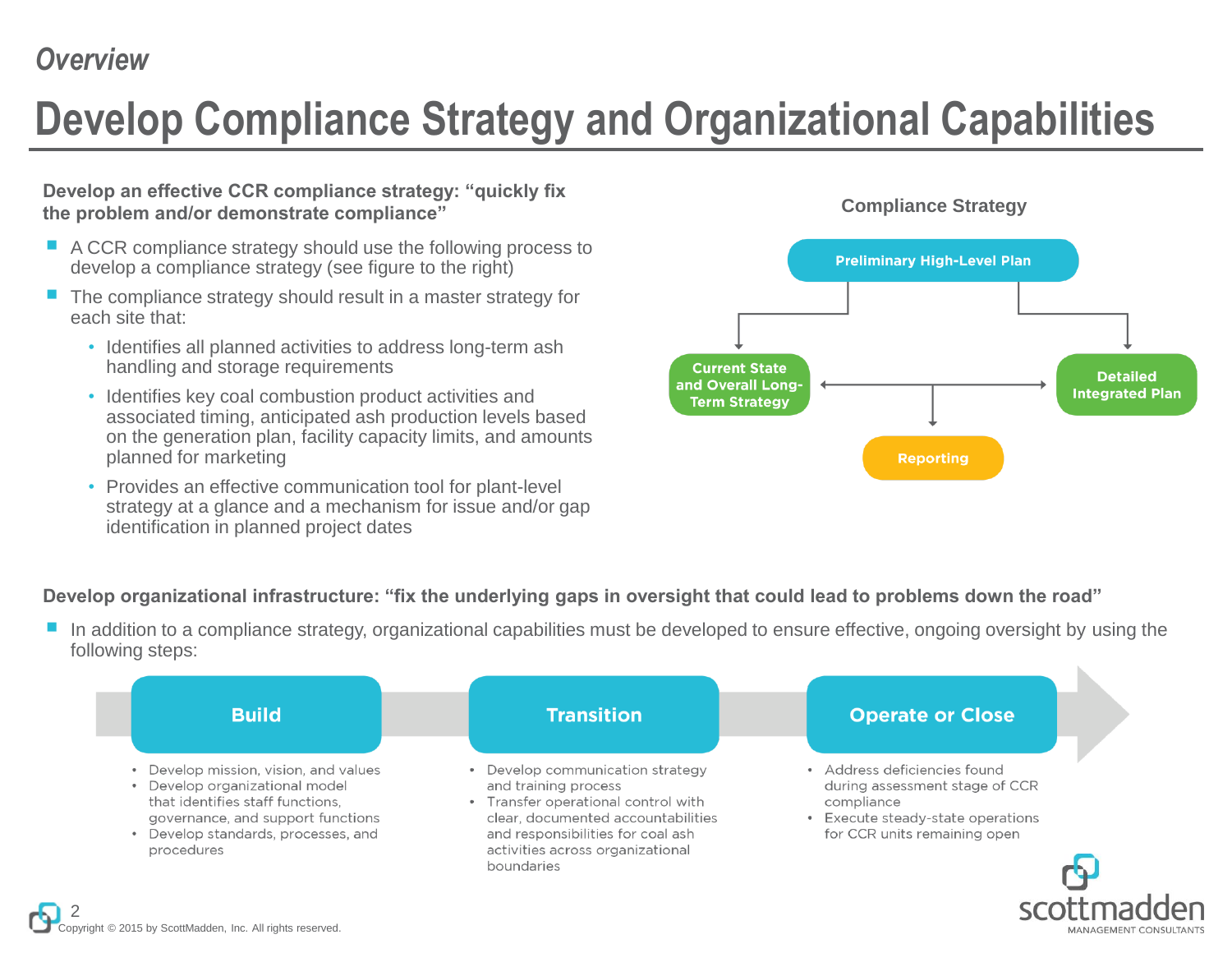*Overview*

# Develop Compliance Strategy and Organizational Capabilities

**Develop an effective CCR compliance strategy: "quickly fix the problem and/or demonstrate compliance"**

- A CCR compliance strategy should use the following process to develop a compliance strategy (see figure to the right)
- The compliance strategy should result in a master strategy for each site that:
  - Identifies all planned activities to address long-term ash handling and storage requirements
  - Identifies key coal combustion product activities and associated timing, anticipated ash production levels based on the generation plan, facility capacity limits, and amounts planned for marketing
  - Provides an effective communication tool for plant-level strategy at a glance and a mechanism for issue and/or gap identification in planned project dates

**Compliance Strategy**

- Preliminary High-Level Plan
  - Current State and Overall Long-Term Strategy
  - Detailed Integrated Plan
  - Reporting

**Develop organizational infrastructure: "fix the underlying gaps in oversight that could lead to problems down the road"**

- In addition to a compliance strategy, organizational capabilities must be developed to ensure effective, ongoing oversight by using the following steps:

**Build**

- Develop mission, vision, and values
- Develop organizational model that identifies staff functions, governance, and support functions
- Develop standards, processes, and procedures

**Transition**

- Develop communication strategy and training process
- Transfer operational control with clear, documented accountabilities and responsibilities for coal ash activities across organizational boundaries

**Operate or Close**

- Address deficiencies found during assessment stage of CCR compliance
- Execute steady-state operations for CCR units remaining open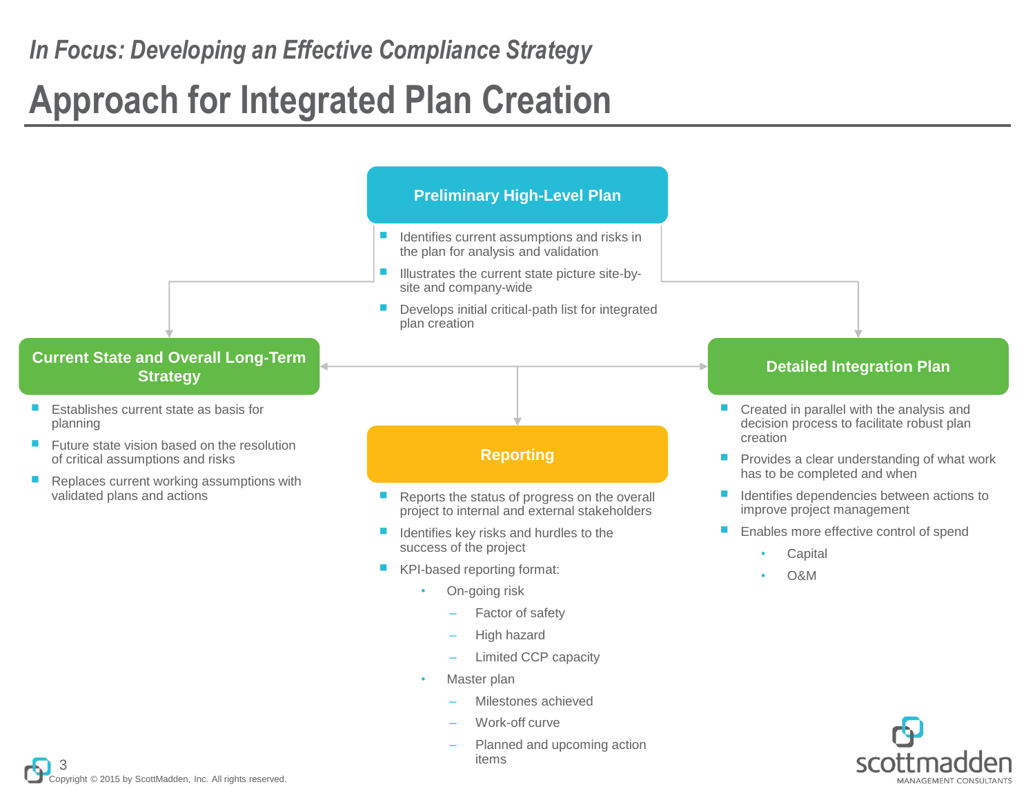*In Focus: Developing an Effective Compliance Strategy*

# Approach for Integrated Plan Creation

## Preliminary High-Level Plan

- Identifies current assumptions and risks in the plan for analysis and validation
- Illustrates the current state picture site-by-site and company-wide
- Develops initial critical-path list for integrated plan creation

## Current State and Overall Long-Term Strategy

- Establishes current state as basis for planning
- Future state vision based on the resolution of critical assumptions and risks
- Replaces current working assumptions with validated plans and actions

## Reporting

- Reports the status of progress on the overall project to internal and external stakeholders
- Identifies key risks and hurdles to the success of the project
- KPI-based reporting format:
  - On-going risk
    - Factor of safety
    - High hazard
    - Limited CCP capacity
  - Master plan
    - Milestones achieved
    - Work-off curve
    - Planned and upcoming action items

## Detailed Integration Plan

- Created in parallel with the analysis and decision process to facilitate robust plan creation
- Provides a clear understanding of what work has to be completed and when
- Identifies dependencies between actions to improve project management
- Enables more effective control of spend
  - Capital
  - O&M

Copyright © 2015 by ScottMadden, Inc. All rights reserved.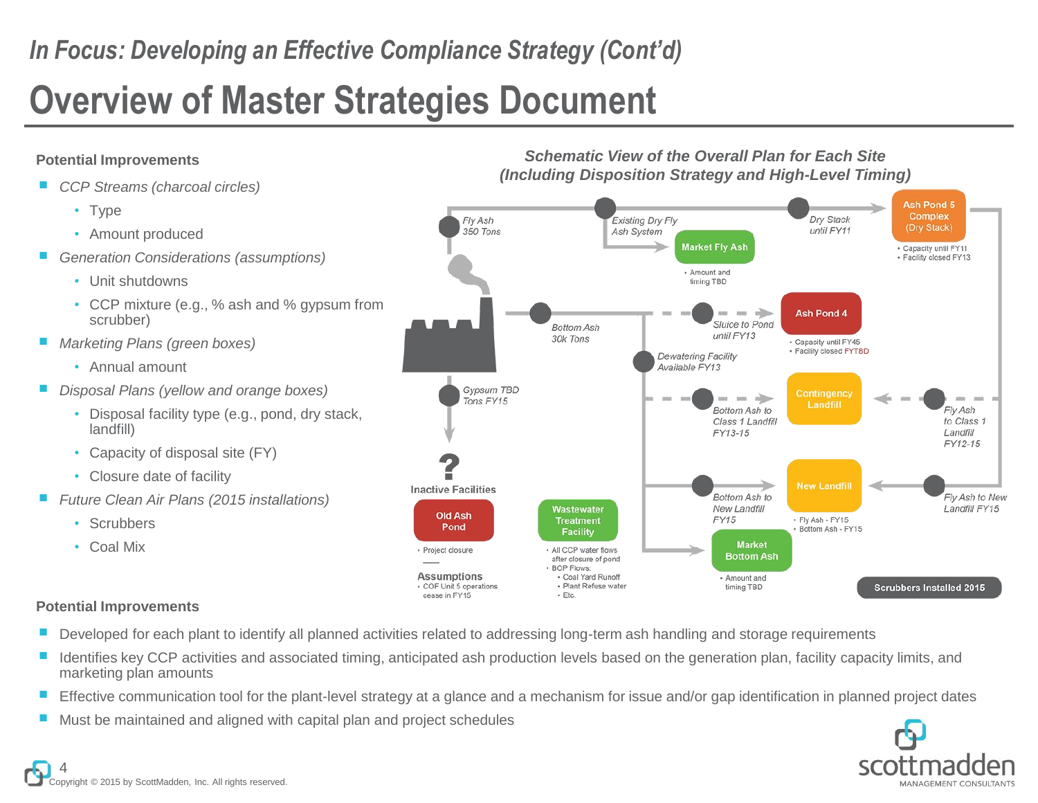## In Focus: Developing an Effective Compliance Strategy (Cont'd)

# Overview of Master Strategies Document

**Potential Improvements**

- *CCP Streams (charcoal circles)*
  - Type
  - Amount produced
- *Generation Considerations (assumptions)*
  - Unit shutdowns
  - CCP mixture (e.g., % ash and % gypsum from scrubber)
- *Marketing Plans (green boxes)*
  - Annual amount
- *Disposal Plans (yellow and orange boxes)*
  - Disposal facility type (e.g., pond, dry stack, landfill)
  - Capacity of disposal site (FY)
  - Closure date of facility
- *Future Clean Air Plans (2015 installations)*
  - Scrubbers
  - Coal Mix

***Schematic View of the Overall Plan for Each Site (Including Disposition Strategy and High-Level Timing)***

- *Fly Ash 350 Tons*
  - *Existing Dry Fly Ash System* → **Market Fly Ash** (Amount and timing TBD)
  - *Dry Stack until FY11* → **Ash Pond 5 Complex (Dry Stack)** (Capacity until FY11; Facility closed FY13)
  - *Fly Ash to Class 1 Landfill FY12-15* → **Contingency Landfill**
  - *Fly Ash to New Landfill FY15* → **New Landfill**
- *Bottom Ash 30k Tons*
  - *Sluice to Pond until FY13* → **Ash Pond 4** (Capacity until FY45; Facility closed FYTBD)
  - *Dewatering Facility Available FY13*
  - *Bottom Ash to Class 1 Landfill FY13-15* → **Contingency Landfill**
  - *Bottom Ash to New Landfill FY15* → **New Landfill** (Fly Ash - FY15; Bottom Ash - FY15)
  - → **Market Bottom Ash** (Amount and timing TBD)
- *Gypsum TBD Tons FY15* → ?

**Inactive Facilities**

- **Old Ash Pond**
  - Project closure
- **Wastewater Treatment Facility**
  - All CCP water flows after closure of pond
  - BOP Flows:
    - Coal Yard Runoff
    - Plant Refuse water
    - Etc.

**Assumptions**

- COF Unit 5 operations cease in FY15

**Scrubbers Installed 2015**

**Potential Improvements**

- Developed for each plant to identify all planned activities related to addressing long-term ash handling and storage requirements
- Identifies key CCP activities and associated timing, anticipated ash production levels based on the generation plan, facility capacity limits, and marketing plan amounts
- Effective communication tool for the plant-level strategy at a glance and a mechanism for issue and/or gap identification in planned project dates
- Must be maintained and aligned with capital plan and project schedules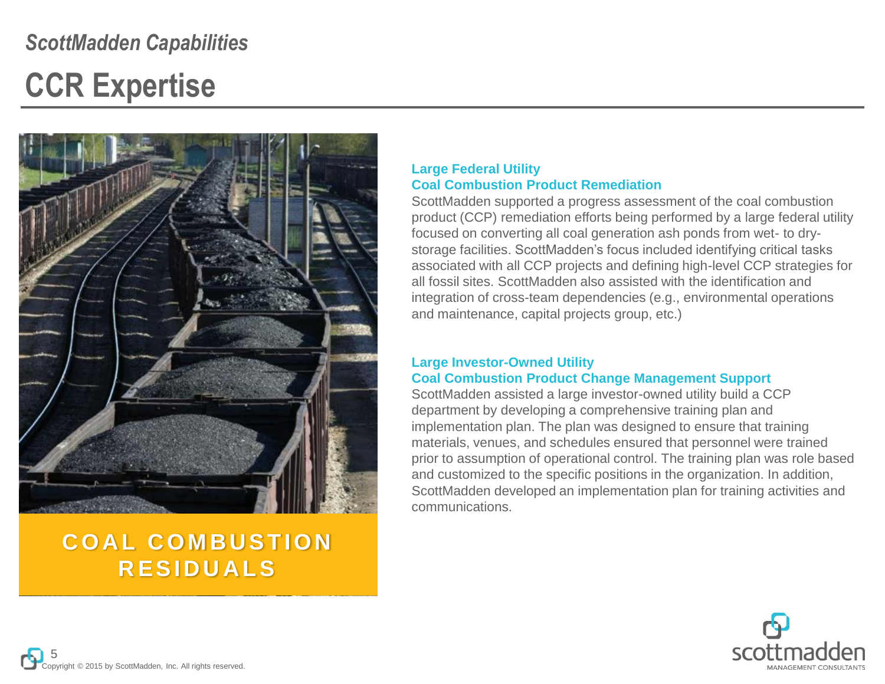*ScottMadden Capabilities*

# CCR Expertise

**COAL COMBUSTION RESIDUALS**

### Large Federal Utility
### Coal Combustion Product Remediation

ScottMadden supported a progress assessment of the coal combustion product (CCP) remediation efforts being performed by a large federal utility focused on converting all coal generation ash ponds from wet- to dry-storage facilities. ScottMadden's focus included identifying critical tasks associated with all CCP projects and defining high-level CCP strategies for all fossil sites. ScottMadden also assisted with the identification and integration of cross-team dependencies (e.g., environmental operations and maintenance, capital projects group, etc.)

### Large Investor-Owned Utility
### Coal Combustion Product Change Management Support

ScottMadden assisted a large investor-owned utility build a CCP department by developing a comprehensive training plan and implementation plan. The plan was designed to ensure that training materials, venues, and schedules ensured that personnel were trained prior to assumption of operational control. The training plan was role based and customized to the specific positions in the organization. In addition, ScottMadden developed an implementation plan for training activities and communications.

Copyright © 2015 by ScottMadden, Inc. All rights reserved.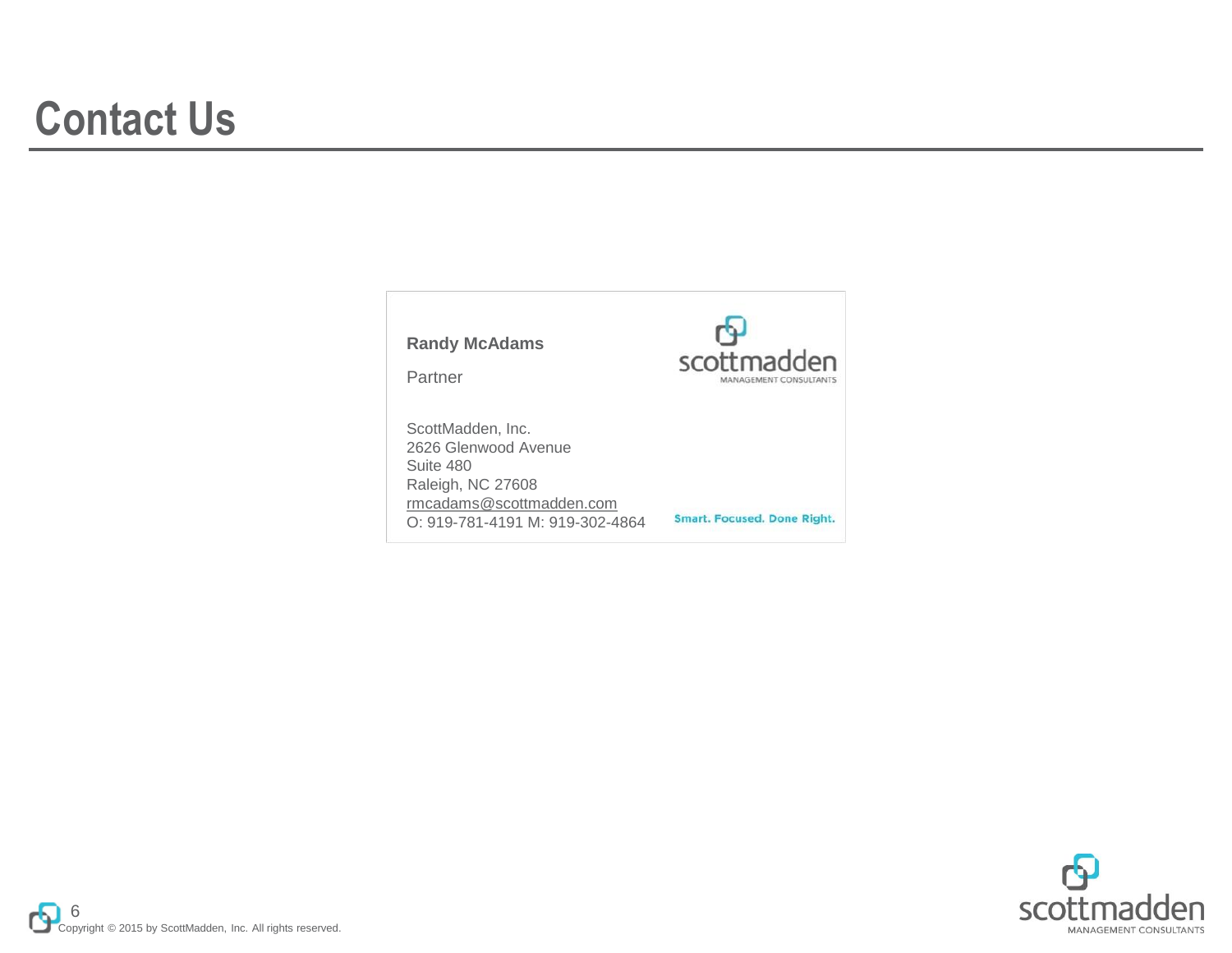# Contact Us

**Randy McAdams**

Partner

ScottMadden, Inc.
2626 Glenwood Avenue
Suite 480
Raleigh, NC 27608
rmcadams@scottmadden.com
O: 919-781-4191 M: 919-302-4864

scottmadden
MANAGEMENT CONSULTANTS

Smart. Focused. Done Right.

Copyright © 2015 by ScottMadden, Inc. All rights reserved.